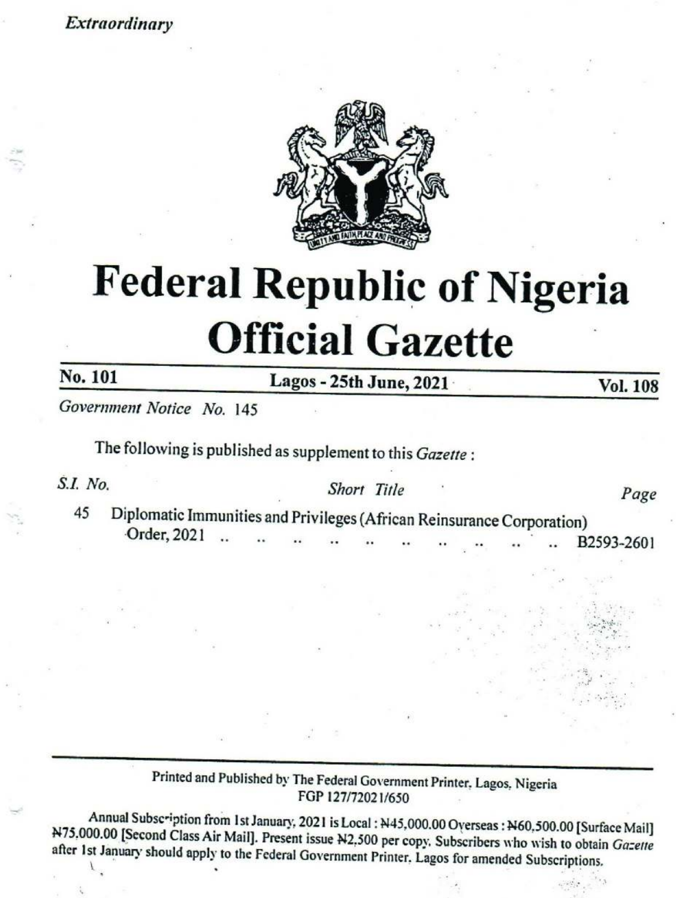*Extraordinary*

# Federal Republic of Nigeria Official Gazette

| No. 101 | Lagos - 25th June, 2021 | Vol. 108 |
|---|---|---|

*Government Notice No.* 145

The following is published as supplement to this *Gazette* :

| *S.I. No.* | *Short Title* | *Page* |
|---|---|---|
| 45 | Diplomatic Immunities and Privileges (African Reinsurance Corporation) Order, 2021 .. .. .. .. .. .. .. .. .. .. | B2593-2601 |

Printed and Published by The Federal Government Printer, Lagos, Nigeria
FGP 127/72021/650

Annual Subscription from 1st January, 2021 is Local : ₦45,000.00 Overseas : ₦60,500.00 [Surface Mail] ₦75,000.00 [Second Class Air Mail]. Present issue ₦2,500 per copy. Subscribers who wish to obtain *Gazette* after 1st January should apply to the Federal Government Printer, Lagos for amended Subscriptions.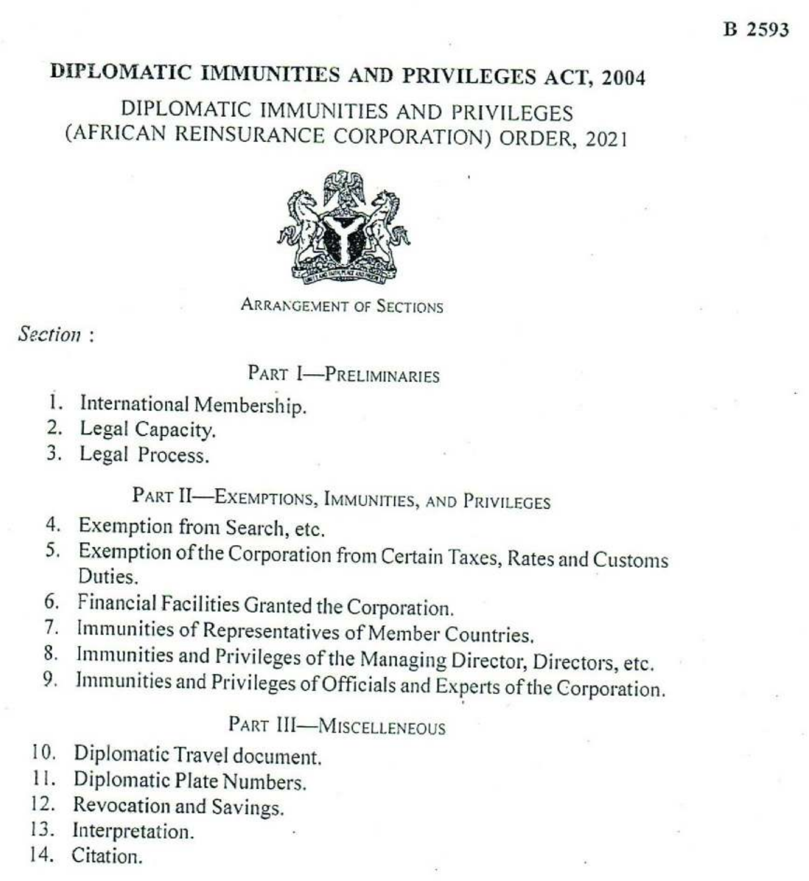# DIPLOMATIC IMMUNITIES AND PRIVILEGES ACT, 2004

## DIPLOMATIC IMMUNITIES AND PRIVILEGES (AFRICAN REINSURANCE CORPORATION) ORDER, 2021

ARRANGEMENT OF SECTIONS

*Section* :

PART I—PRELIMINARIES

1. International Membership.
2. Legal Capacity.
3. Legal Process.

PART II—EXEMPTIONS, IMMUNITIES, AND PRIVILEGES

4. Exemption from Search, etc.
5. Exemption of the Corporation from Certain Taxes, Rates and Customs Duties.
6. Financial Facilities Granted the Corporation.
7. Immunities of Representatives of Member Countries.
8. Immunities and Privileges of the Managing Director, Directors, etc.
9. Immunities and Privileges of Officials and Experts of the Corporation.

PART III—MISCELLENEOUS

10. Diplomatic Travel document.
11. Diplomatic Plate Numbers.
12. Revocation and Savings.
13. Interpretation.
14. Citation.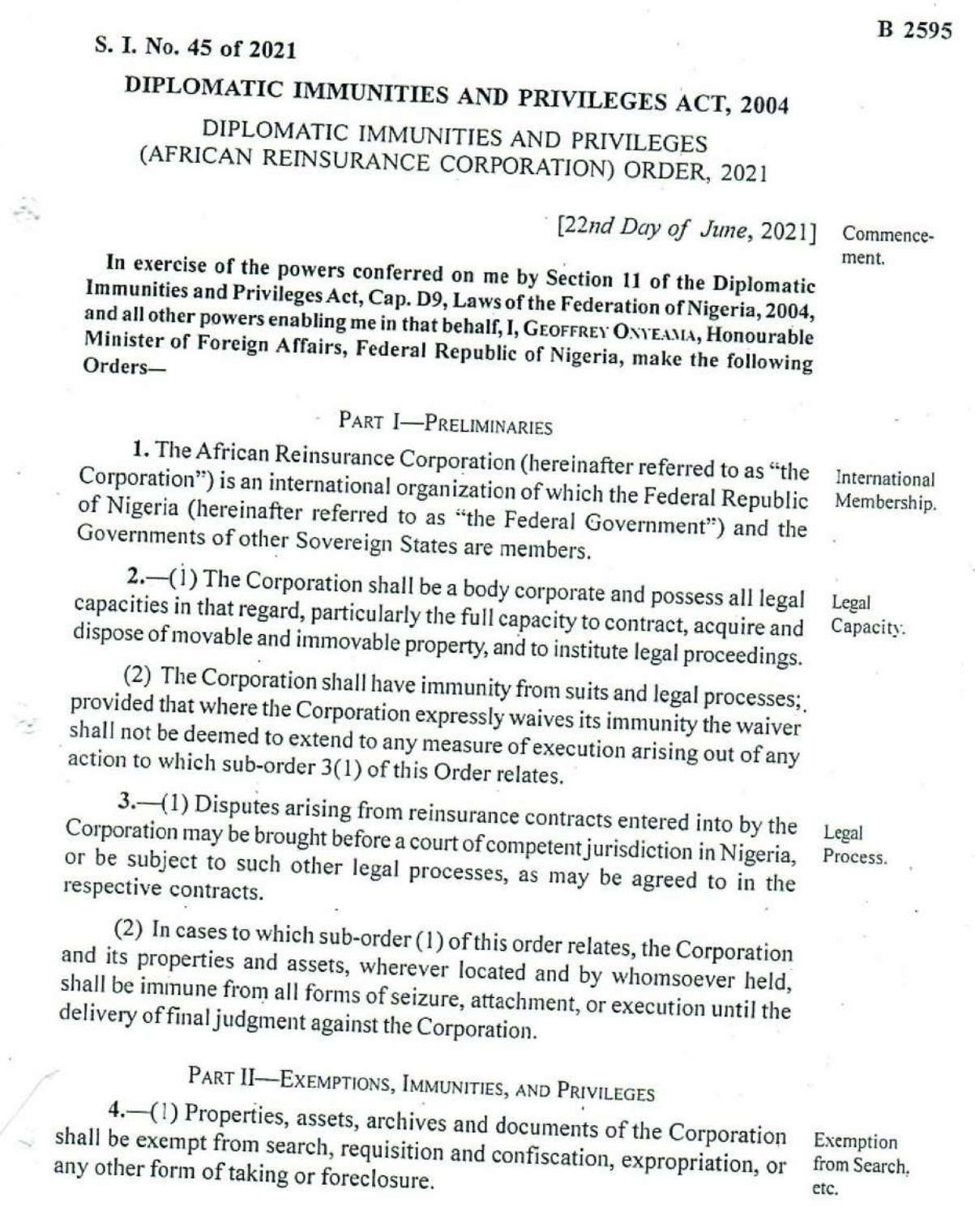S. I. No. 45 of 2021

# DIPLOMATIC IMMUNITIES AND PRIVILEGES ACT, 2004

## DIPLOMATIC IMMUNITIES AND PRIVILEGES (AFRICAN REINSURANCE CORPORATION) ORDER, 2021

[*22nd Day of June*, 2021] Commencement.

**In exercise of the powers conferred on me by Section 11 of the Diplomatic Immunities and Privileges Act, Cap. D9, Laws of the Federation of Nigeria, 2004, and all other powers enabling me in that behalf, I, Geoffrey Onyeama, Honourable Minister of Foreign Affairs, Federal Republic of Nigeria, make the following Orders—**

### Part I—Preliminaries

International Membership.

**1.** The African Reinsurance Corporation (hereinafter referred to as "the Corporation") is an international organization of which the Federal Republic of Nigeria (hereinafter referred to as "the Federal Government") and the Governments of other Sovereign States are members.

Legal Capacity.

**2.**—(1) The Corporation shall be a body corporate and possess all legal capacities in that regard, particularly the full capacity to contract, acquire and dispose of movable and immovable property, and to institute legal proceedings.

(2) The Corporation shall have immunity from suits and legal processes; provided that where the Corporation expressly waives its immunity the waiver shall not be deemed to extend to any measure of execution arising out of any action to which sub-order 3(1) of this Order relates.

Legal Process.

**3.**—(1) Disputes arising from reinsurance contracts entered into by the Corporation may be brought before a court of competent jurisdiction in Nigeria, or be subject to such other legal processes, as may be agreed to in the respective contracts.

(2) In cases to which sub-order (1) of this order relates, the Corporation and its properties and assets, wherever located and by whomsoever held, shall be immune from all forms of seizure, attachment, or execution until the delivery of final judgment against the Corporation.

### Part II—Exemptions, Immunities, and Privileges

Exemption from Search, etc.

**4.**—(1) Properties, assets, archives and documents of the Corporation shall be exempt from search, requisition and confiscation, expropriation, or any other form of taking or foreclosure.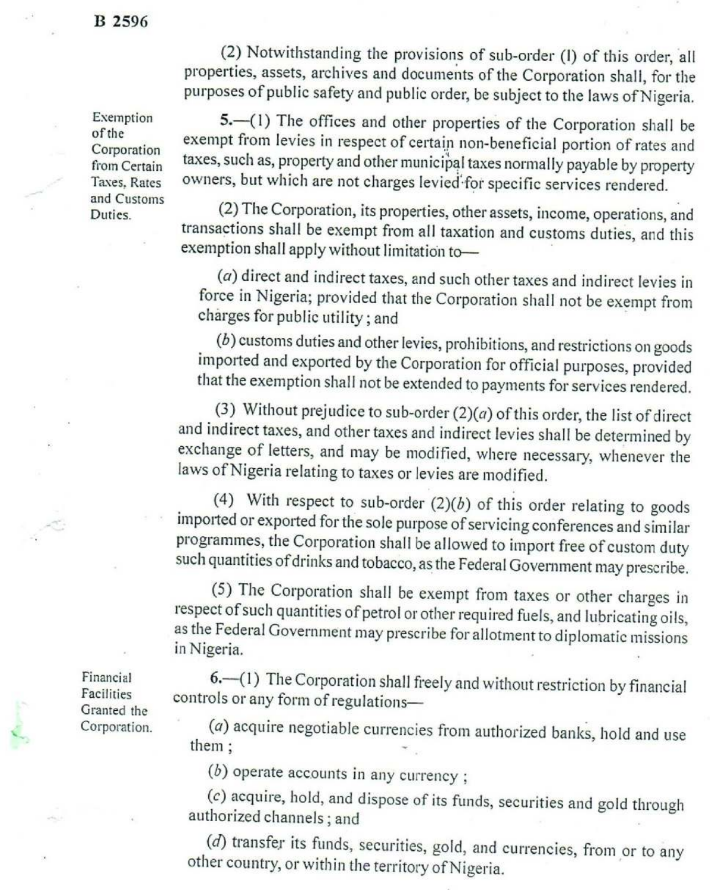(2) Notwithstanding the provisions of sub-order (1) of this order, all properties, assets, archives and documents of the Corporation shall, for the purposes of public safety and public order, be subject to the laws of Nigeria.

*Exemption of the Corporation from Certain Taxes, Rates and Customs Duties.*

5.—(1) The offices and other properties of the Corporation shall be exempt from levies in respect of certain non-beneficial portion of rates and taxes, such as, property and other municipal taxes normally payable by property owners, but which are not charges levied for specific services rendered.

(2) The Corporation, its properties, other assets, income, operations, and transactions shall be exempt from all taxation and customs duties, and this exemption shall apply without limitation to—

(*a*) direct and indirect taxes, and such other taxes and indirect levies in force in Nigeria; provided that the Corporation shall not be exempt from charges for public utility; and

(*b*) customs duties and other levies, prohibitions, and restrictions on goods imported and exported by the Corporation for official purposes, provided that the exemption shall not be extended to payments for services rendered.

(3) Without prejudice to sub-order (2)(*a*) of this order, the list of direct and indirect taxes, and other taxes and indirect levies shall be determined by exchange of letters, and may be modified, where necessary, whenever the laws of Nigeria relating to taxes or levies are modified.

(4) With respect to sub-order (2)(*b*) of this order relating to goods imported or exported for the sole purpose of servicing conferences and similar programmes, the Corporation shall be allowed to import free of custom duty such quantities of drinks and tobacco, as the Federal Government may prescribe.

(5) The Corporation shall be exempt from taxes or other charges in respect of such quantities of petrol or other required fuels, and lubricating oils, as the Federal Government may prescribe for allotment to diplomatic missions in Nigeria.

*Financial Facilities Granted the Corporation.*

6.—(1) The Corporation shall freely and without restriction by financial controls or any form of regulations—

(*a*) acquire negotiable currencies from authorized banks, hold and use them ;

(*b*) operate accounts in any currency ;

(*c*) acquire, hold, and dispose of its funds, securities and gold through authorized channels ; and

(*d*) transfer its funds, securities, gold, and currencies, from or to any other country, or within the territory of Nigeria.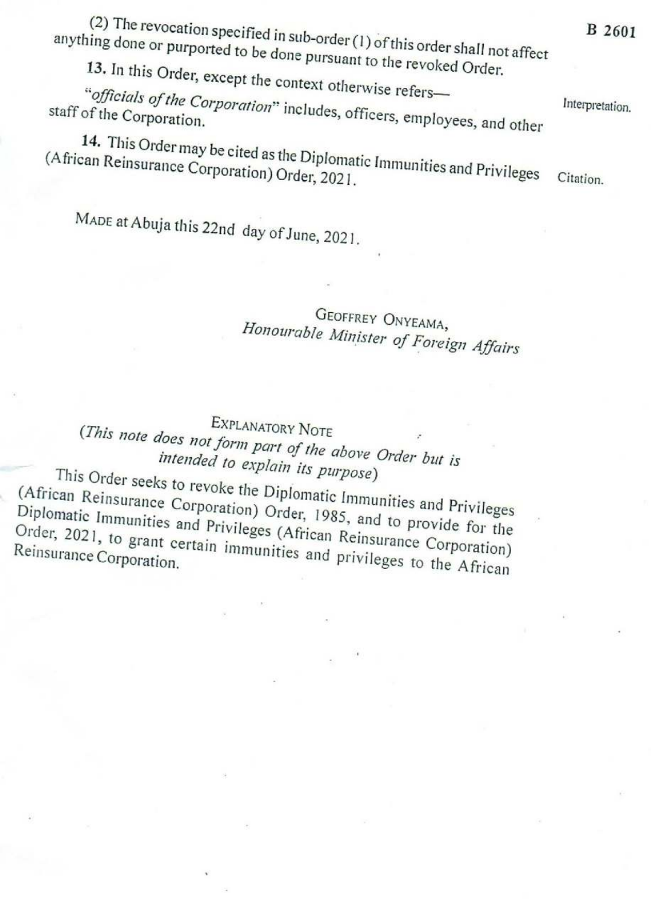(2) The revocation specified in sub-order (1) of this order shall not affect anything done or purported to be done pursuant to the revoked Order.

**13.** In this Order, except the context otherwise refers— Interpretation.

"*officials of the Corporation*" includes, officers, employees, and other staff of the Corporation.

**14.** This Order may be cited as the Diplomatic Immunities and Privileges (African Reinsurance Corporation) Order, 2021. Citation.

MADE at Abuja this 22nd day of June, 2021.

GEOFFREY ONYEAMA,
*Honourable Minister of Foreign Affairs*

## EXPLANATORY NOTE

*(This note does not form part of the above Order but is intended to explain its purpose)*

This Order seeks to revoke the Diplomatic Immunities and Privileges (African Reinsurance Corporation) Order, 1985, and to provide for the Diplomatic Immunities and Privileges (African Reinsurance Corporation) Order, 2021, to grant certain immunities and privileges to the African Reinsurance Corporation.